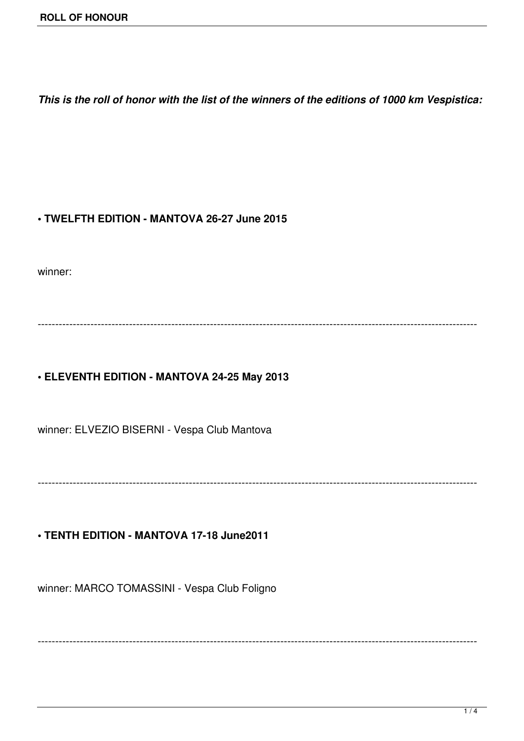***This is the roll of honor with the list of the winners of the editions of 1000 km Vespistica:***

**• TWELFTH EDITION - MANTOVA 26-27 June 2015**

winner:

---

**• ELEVENTH EDITION - MANTOVA 24-25 May 2013**

winner: ELVEZIO BISERNI - Vespa Club Mantova

---

**• TENTH EDITION - MANTOVA 17-18 June2011**

winner: MARCO TOMASSINI - Vespa Club Foligno

---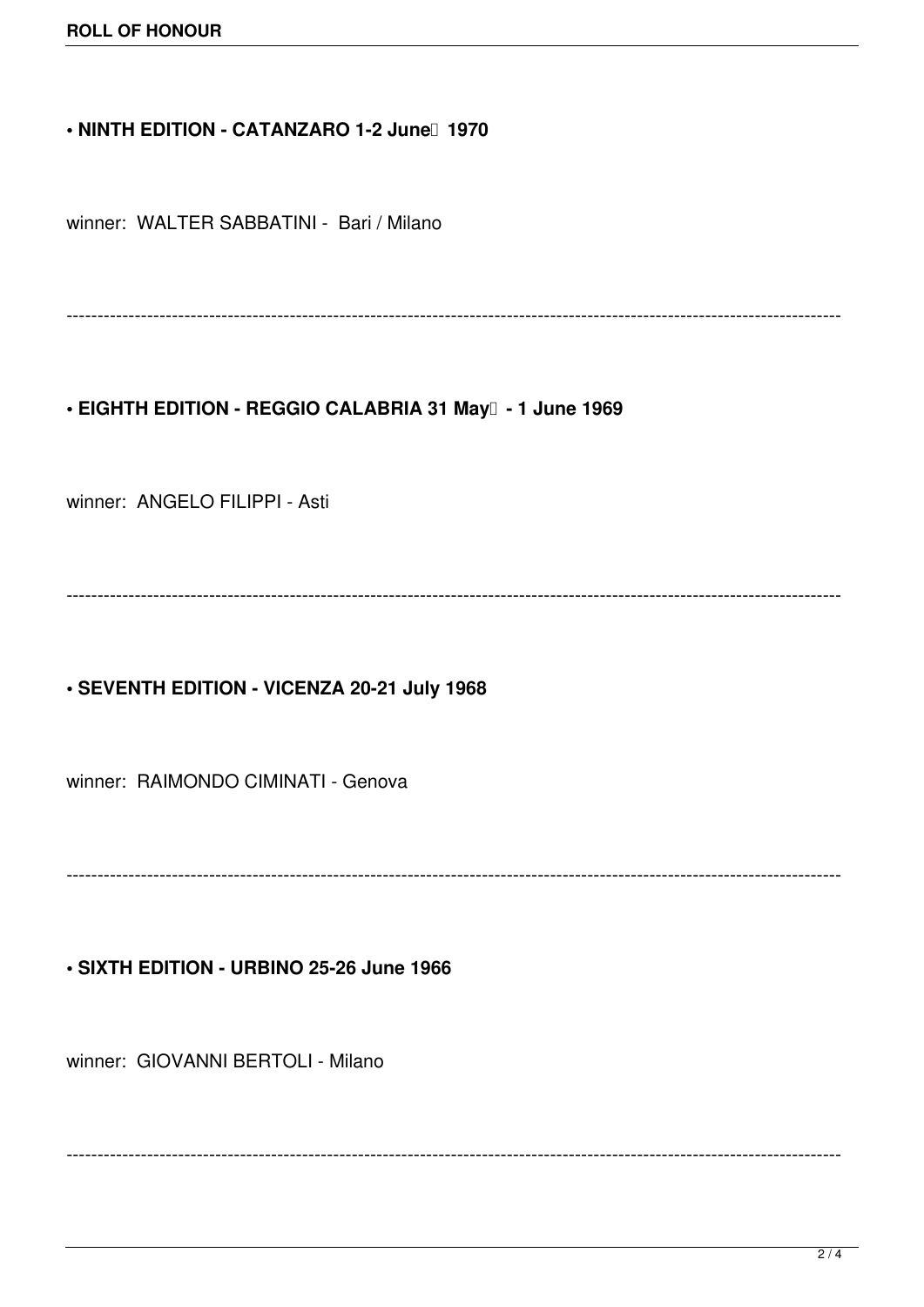• **NINTH EDITION - CATANZARO 1-2 June 1970**

winner: WALTER SABBATINI - Bari / Milano

---

• **EIGHTH EDITION - REGGIO CALABRIA 31 May - 1 June 1969**

winner: ANGELO FILIPPI - Asti

---

• **SEVENTH EDITION - VICENZA 20-21 July 1968**

winner: RAIMONDO CIMINATI - Genova

---

• **SIXTH EDITION - URBINO 25-26 June 1966**

winner: GIOVANNI BERTOLI - Milano

---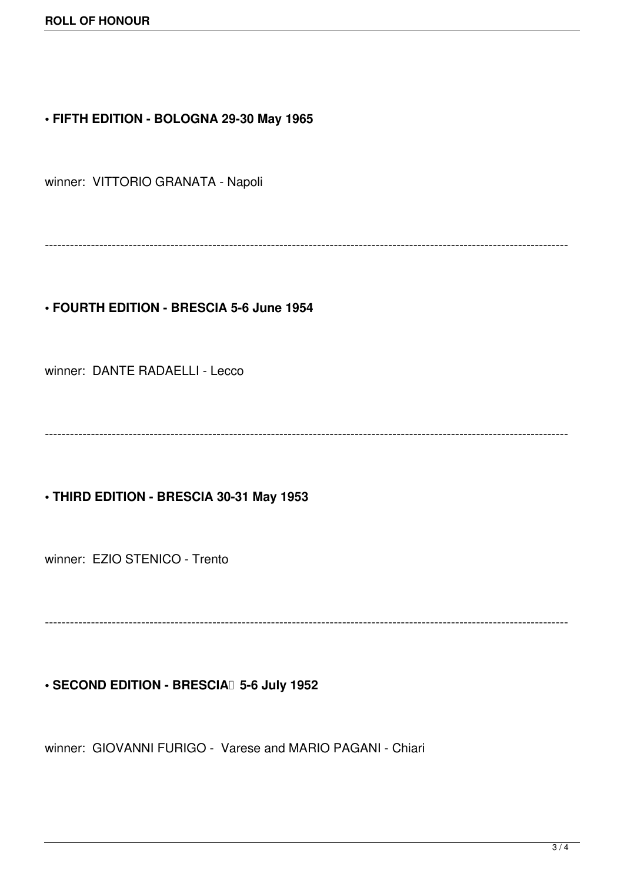**• FIFTH EDITION - BOLOGNA 29-30 May 1965**

winner:  VITTORIO GRANATA - Napoli

---

**• FOURTH EDITION - BRESCIA 5-6 June 1954**

winner:  DANTE RADAELLI - Lecco

---

**• THIRD EDITION - BRESCIA 30-31 May 1953**

winner:  EZIO STENICO - Trento

---

**• SECOND EDITION - BRESCIA  5-6 July 1952**

winner:  GIOVANNI FURIGO -  Varese and MARIO PAGANI - Chiari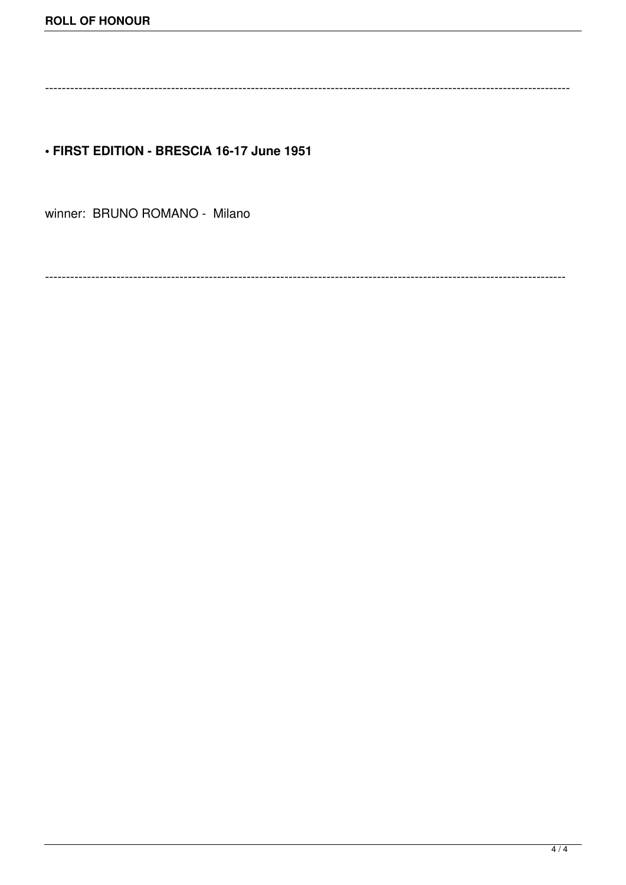---

- **FIRST EDITION - BRESCIA 16-17 June 1951**

winner:  BRUNO ROMANO -  Milano

---